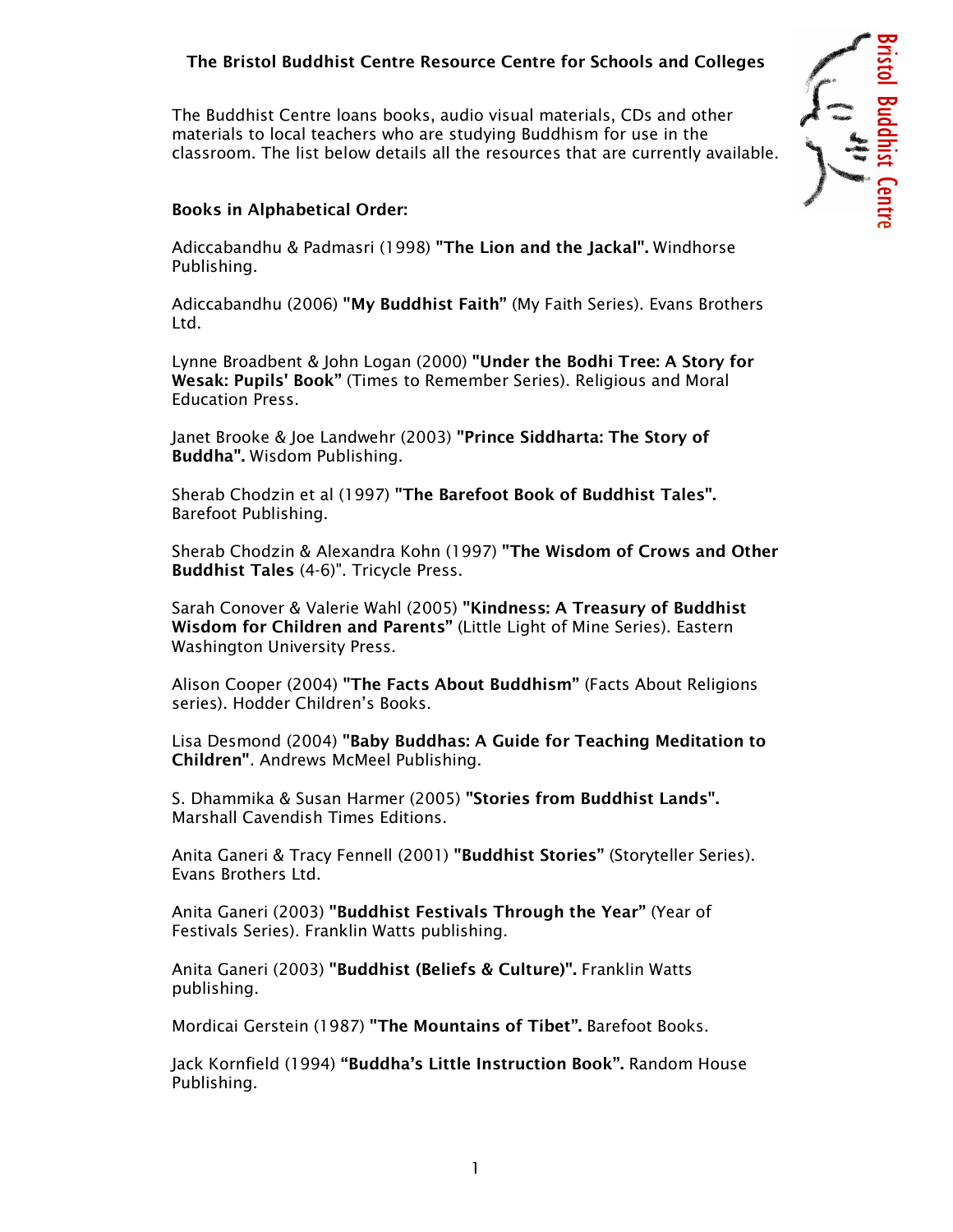# The Bristol Buddhist Centre Resource Centre for Schools and Colleges

The Buddhist Centre loans books, audio visual materials, CDs and other materials to local teachers who are studying Buddhism for use in the classroom. The list below details all the resources that are currently available.

## Books in Alphabetical Order:

Adiccabandhu & Padmasri (1998) **"The Lion and the Jackal".** Windhorse Publishing.

Adiccabandhu (2006) **"My Buddhist Faith"** (My Faith Series). Evans Brothers Ltd.

Lynne Broadbent & John Logan (2000) **"Under the Bodhi Tree: A Story for Wesak: Pupils' Book"** (Times to Remember Series). Religious and Moral Education Press.

Janet Brooke & Joe Landwehr (2003) **"Prince Siddharta: The Story of Buddha".** Wisdom Publishing.

Sherab Chodzin et al (1997) **"The Barefoot Book of Buddhist Tales".** Barefoot Publishing.

Sherab Chodzin & Alexandra Kohn (1997) **"The Wisdom of Crows and Other Buddhist Tales** (4-6)". Tricycle Press.

Sarah Conover & Valerie Wahl (2005) **"Kindness: A Treasury of Buddhist Wisdom for Children and Parents"** (Little Light of Mine Series). Eastern Washington University Press.

Alison Cooper (2004) **"The Facts About Buddhism"** (Facts About Religions series). Hodder Children's Books.

Lisa Desmond (2004) **"Baby Buddhas: A Guide for Teaching Meditation to Children"**. Andrews McMeel Publishing.

S. Dhammika & Susan Harmer (2005) **"Stories from Buddhist Lands".** Marshall Cavendish Times Editions.

Anita Ganeri & Tracy Fennell (2001) **"Buddhist Stories"** (Storyteller Series). Evans Brothers Ltd.

Anita Ganeri (2003) **"Buddhist Festivals Through the Year"** (Year of Festivals Series). Franklin Watts publishing.

Anita Ganeri (2003) **"Buddhist (Beliefs & Culture)".** Franklin Watts publishing.

Mordicai Gerstein (1987) **"The Mountains of Tibet".** Barefoot Books.

Jack Kornfield (1994) **"Buddha's Little Instruction Book".** Random House Publishing.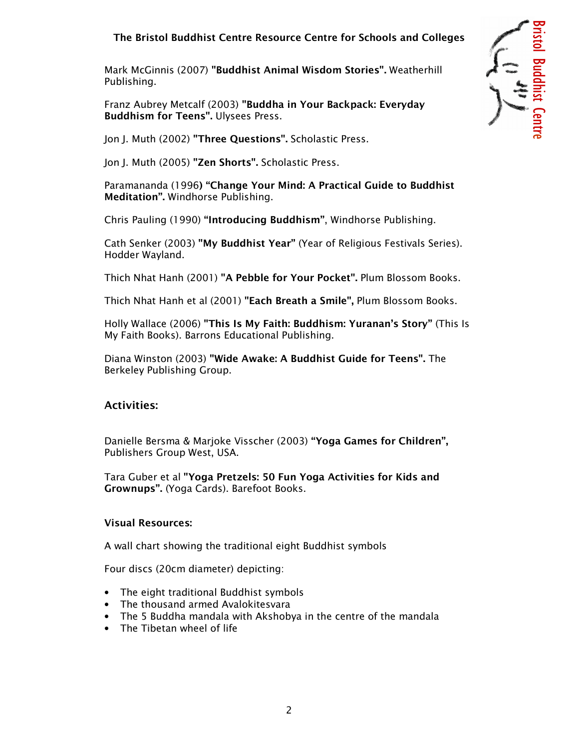Mark McGinnis (2007) **"Buddhist Animal Wisdom Stories".** Weatherhill Publishing.

Franz Aubrey Metcalf (2003) **"Buddha in Your Backpack: Everyday Buddhism for Teens".** Ulysees Press.

Jon J. Muth (2002) **"Three Questions".** Scholastic Press.

Jon J. Muth (2005) **"Zen Shorts".** Scholastic Press.

Paramananda (1996**) "Change Your Mind: A Practical Guide to Buddhist Meditation".** Windhorse Publishing.

Chris Pauling (1990) **"Introducing Buddhism"**, Windhorse Publishing.

Cath Senker (2003) **"My Buddhist Year"** (Year of Religious Festivals Series). Hodder Wayland.

Thich Nhat Hanh (2001) **"A Pebble for Your Pocket".** Plum Blossom Books.

Thich Nhat Hanh et al (2001) **"Each Breath a Smile",** Plum Blossom Books.

Holly Wallace (2006) **"This Is My Faith: Buddhism: Yuranan's Story"** (This Is My Faith Books). Barrons Educational Publishing.

Diana Winston (2003) **"Wide Awake: A Buddhist Guide for Teens".** The Berkeley Publishing Group.

## Activities:

Danielle Bersma & Marjoke Visscher (2003) **"Yoga Games for Children",** Publishers Group West, USA.

Tara Guber et al **"Yoga Pretzels: 50 Fun Yoga Activities for Kids and Grownups".** (Yoga Cards). Barefoot Books.

**Visual Resources:**

A wall chart showing the traditional eight Buddhist symbols

Four discs (20cm diameter) depicting:

- The eight traditional Buddhist symbols
- The thousand armed Avalokitesvara
- The 5 Buddha mandala with Akshobya in the centre of the mandala
- The Tibetan wheel of life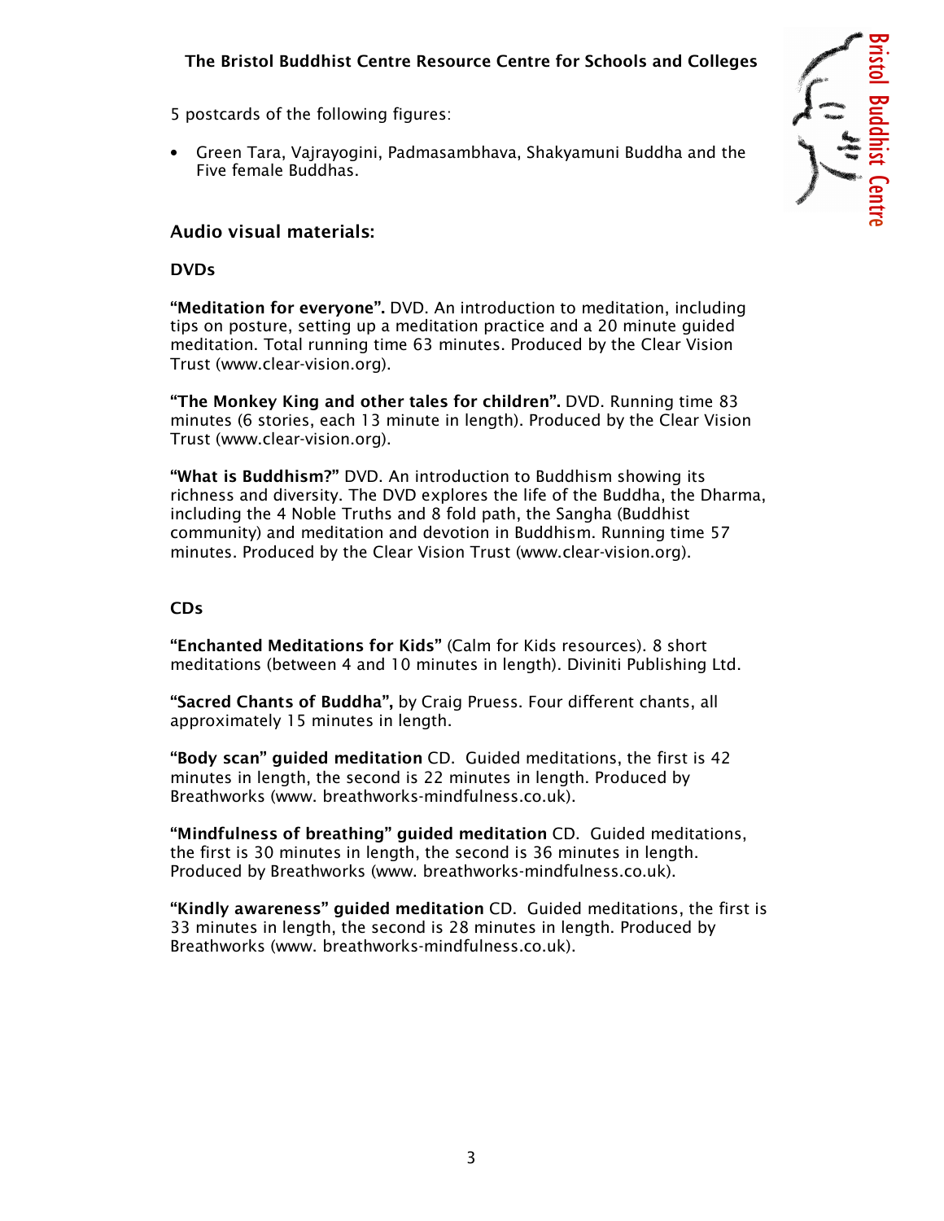5 postcards of the following figures:

- Green Tara, Vajrayogini, Padmasambhava, Shakyamuni Buddha and the Five female Buddhas.

## Audio visual materials:

### DVDs

**"Meditation for everyone".** DVD. An introduction to meditation, including tips on posture, setting up a meditation practice and a 20 minute guided meditation. Total running time 63 minutes. Produced by the Clear Vision Trust (www.clear-vision.org).

**"The Monkey King and other tales for children".** DVD. Running time 83 minutes (6 stories, each 13 minute in length). Produced by the Clear Vision Trust (www.clear-vision.org).

**"What is Buddhism?"** DVD. An introduction to Buddhism showing its richness and diversity. The DVD explores the life of the Buddha, the Dharma, including the 4 Noble Truths and 8 fold path, the Sangha (Buddhist community) and meditation and devotion in Buddhism. Running time 57 minutes. Produced by the Clear Vision Trust (www.clear-vision.org).

### CDs

**"Enchanted Meditations for Kids"** (Calm for Kids resources). 8 short meditations (between 4 and 10 minutes in length). Diviniti Publishing Ltd.

**"Sacred Chants of Buddha",** by Craig Pruess. Four different chants, all approximately 15 minutes in length.

**"Body scan" guided meditation** CD. Guided meditations, the first is 42 minutes in length, the second is 22 minutes in length. Produced by Breathworks (www. breathworks-mindfulness.co.uk).

**"Mindfulness of breathing" guided meditation** CD. Guided meditations, the first is 30 minutes in length, the second is 36 minutes in length. Produced by Breathworks (www. breathworks-mindfulness.co.uk).

**"Kindly awareness" guided meditation** CD. Guided meditations, the first is 33 minutes in length, the second is 28 minutes in length. Produced by Breathworks (www. breathworks-mindfulness.co.uk).